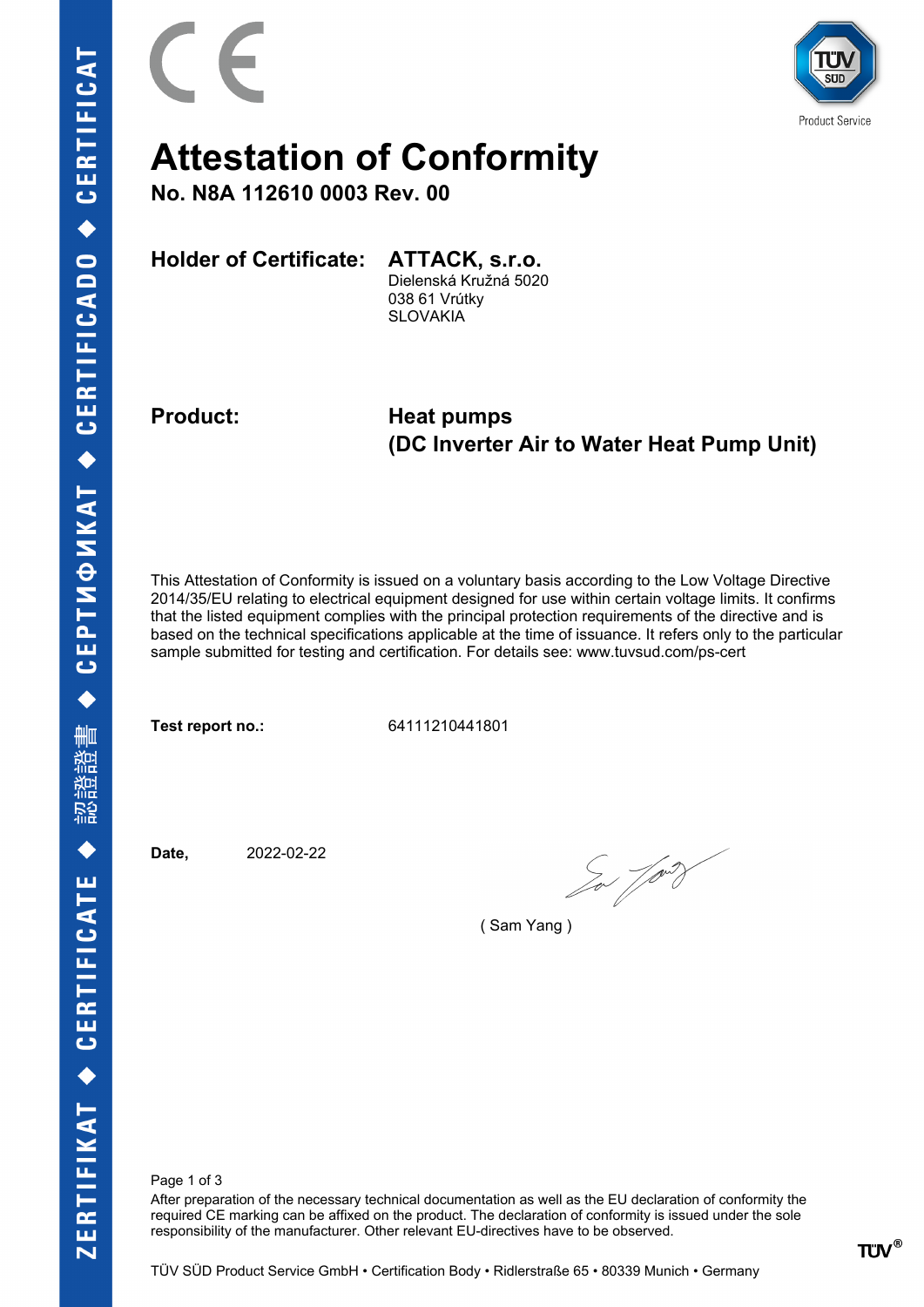# Attestation of Conformity

**No. N8A 112610 0003 Rev. 00**

**Holder of Certificate:** **ATTACK, s.r.o.**
Dielenská Kružná 5020
038 61 Vrútky
SLOVAKIA

**Product:** **Heat pumps**
**(DC Inverter Air to Water Heat Pump Unit)**

This Attestation of Conformity is issued on a voluntary basis according to the Low Voltage Directive 2014/35/EU relating to electrical equipment designed for use within certain voltage limits. It confirms that the listed equipment complies with the principal protection requirements of the directive and is based on the technical specifications applicable at the time of issuance. It refers only to the particular sample submitted for testing and certification. For details see: www.tuvsud.com/ps-cert

**Test report no.:** 64111210441801

**Date,** 2022-02-22

( Sam Yang )

After preparation of the necessary technical documentation as well as the EU declaration of conformity the required CE marking can be affixed on the product. The declaration of conformity is issued under the sole responsibility of the manufacturer. Other relevant EU-directives have to be observed.

TÜV SÜD Product Service GmbH • Certification Body • Ridlerstraße 65 • 80339 Munich • Germany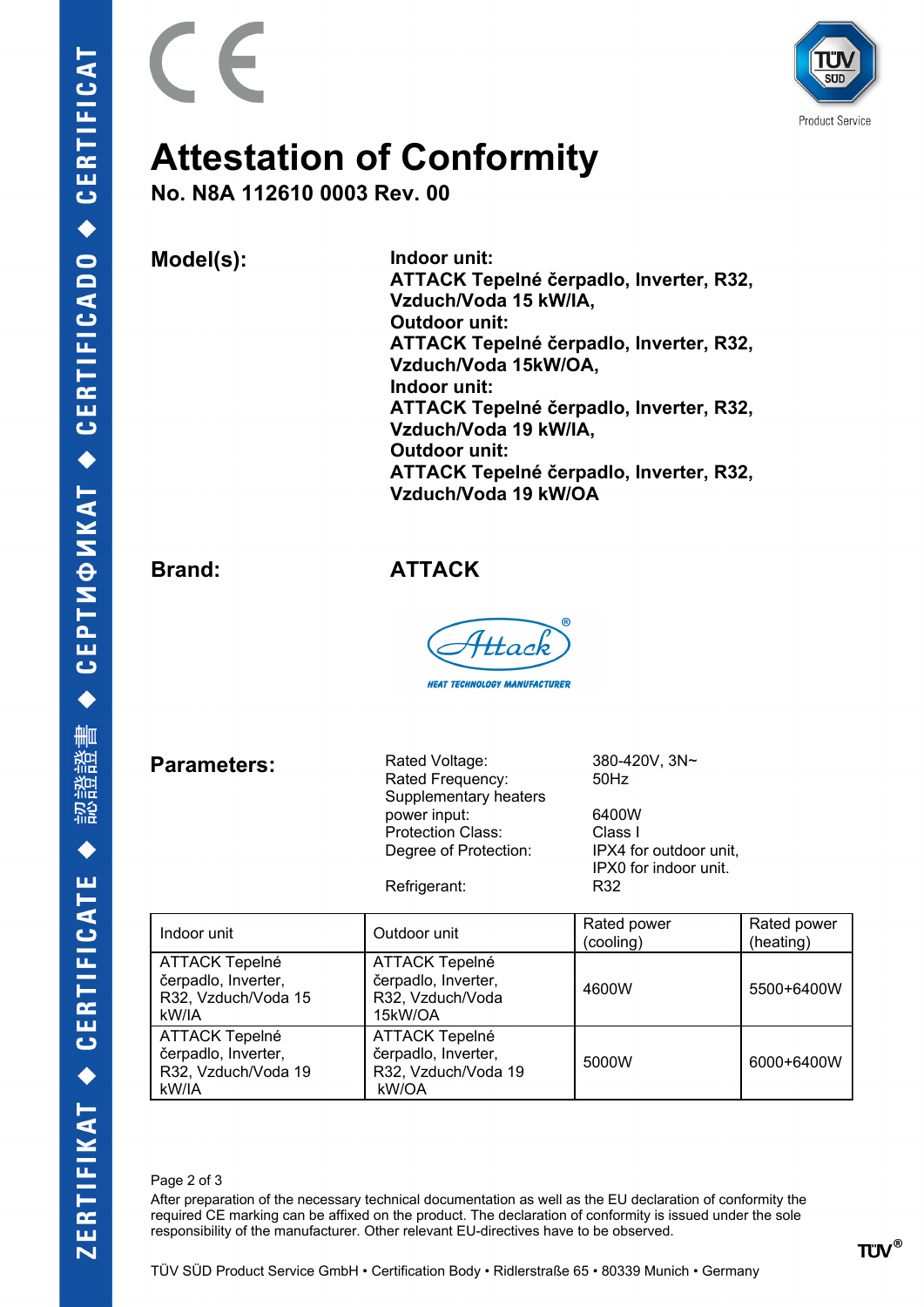# Attestation of Conformity

**No. N8A 112610 0003 Rev. 00**

**Model(s):**

**Indoor unit:**
**ATTACK Tepelné čerpadlo, Inverter, R32, Vzduch/Voda 15 kW/IA,**
**Outdoor unit:**
**ATTACK Tepelné čerpadlo, Inverter, R32, Vzduch/Voda 15kW/OA,**
**Indoor unit:**
**ATTACK Tepelné čerpadlo, Inverter, R32, Vzduch/Voda 19 kW/IA,**
**Outdoor unit:**
**ATTACK Tepelné čerpadlo, Inverter, R32, Vzduch/Voda 19 kW/OA**

**Brand:** **ATTACK**

Attack® HEAT TECHNOLOGY MANUFACTURER

**Parameters:**

| | |
|---|---|
| Rated Voltage: | 380-420V, 3N~ |
| Rated Frequency: | 50Hz |
| Supplementary heaters power input: | 6400W |
| Protection Class: | Class I |
| Degree of Protection: | IPX4 for outdoor unit, IPX0 for indoor unit. |
| Refrigerant: | R32 |

| Indoor unit | Outdoor unit | Rated power (cooling) | Rated power (heating) |
|---|---|---|---|
| ATTACK Tepelné čerpadlo, Inverter, R32, Vzduch/Voda 15 kW/IA | ATTACK Tepelné čerpadlo, Inverter, R32, Vzduch/Voda 15kW/OA | 4600W | 5500+6400W |
| ATTACK Tepelné čerpadlo, Inverter, R32, Vzduch/Voda 19 kW/IA | ATTACK Tepelné čerpadlo, Inverter, R32, Vzduch/Voda 19 kW/OA | 5000W | 6000+6400W |

After preparation of the necessary technical documentation as well as the EU declaration of conformity the required CE marking can be affixed on the product. The declaration of conformity is issued under the sole responsibility of the manufacturer. Other relevant EU-directives have to be observed.

TÜV SÜD Product Service GmbH • Certification Body • Ridlerstraße 65 • 80339 Munich • Germany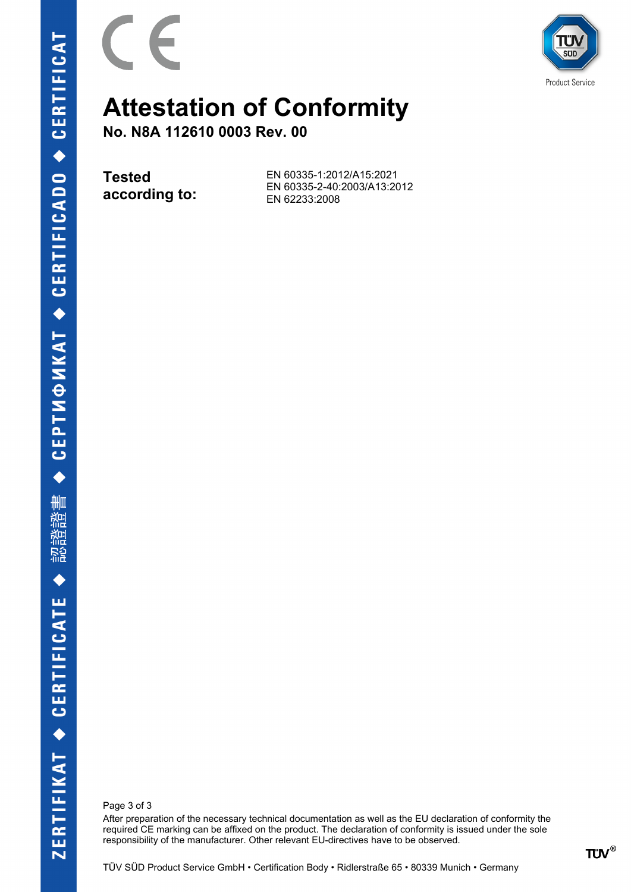# Attestation of Conformity

**No. N8A 112610 0003 Rev. 00**

| | |
|---|---|
| **Tested according to:** | EN 60335-1:2012/A15:2021<br>EN 60335-2-40:2003/A13:2012<br>EN 62233:2008 |

After preparation of the necessary technical documentation as well as the EU declaration of conformity the required CE marking can be affixed on the product. The declaration of conformity is issued under the sole responsibility of the manufacturer. Other relevant EU-directives have to be observed.

TÜV SÜD Product Service GmbH • Certification Body • Ridlerstraße 65 • 80339 Munich • Germany